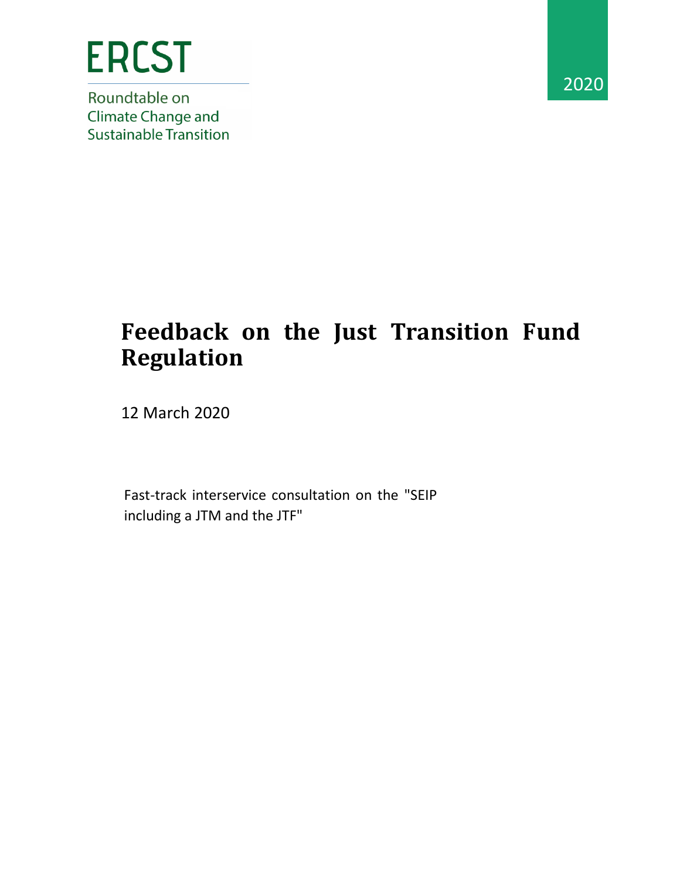ERCST

Roundtable on Climate Change and Sustainable Transition

2020

# Feedback on the Just Transition Fund Regulation

12 March 2020

Fast-track interservice consultation on the "SEIP including a JTM and the JTF"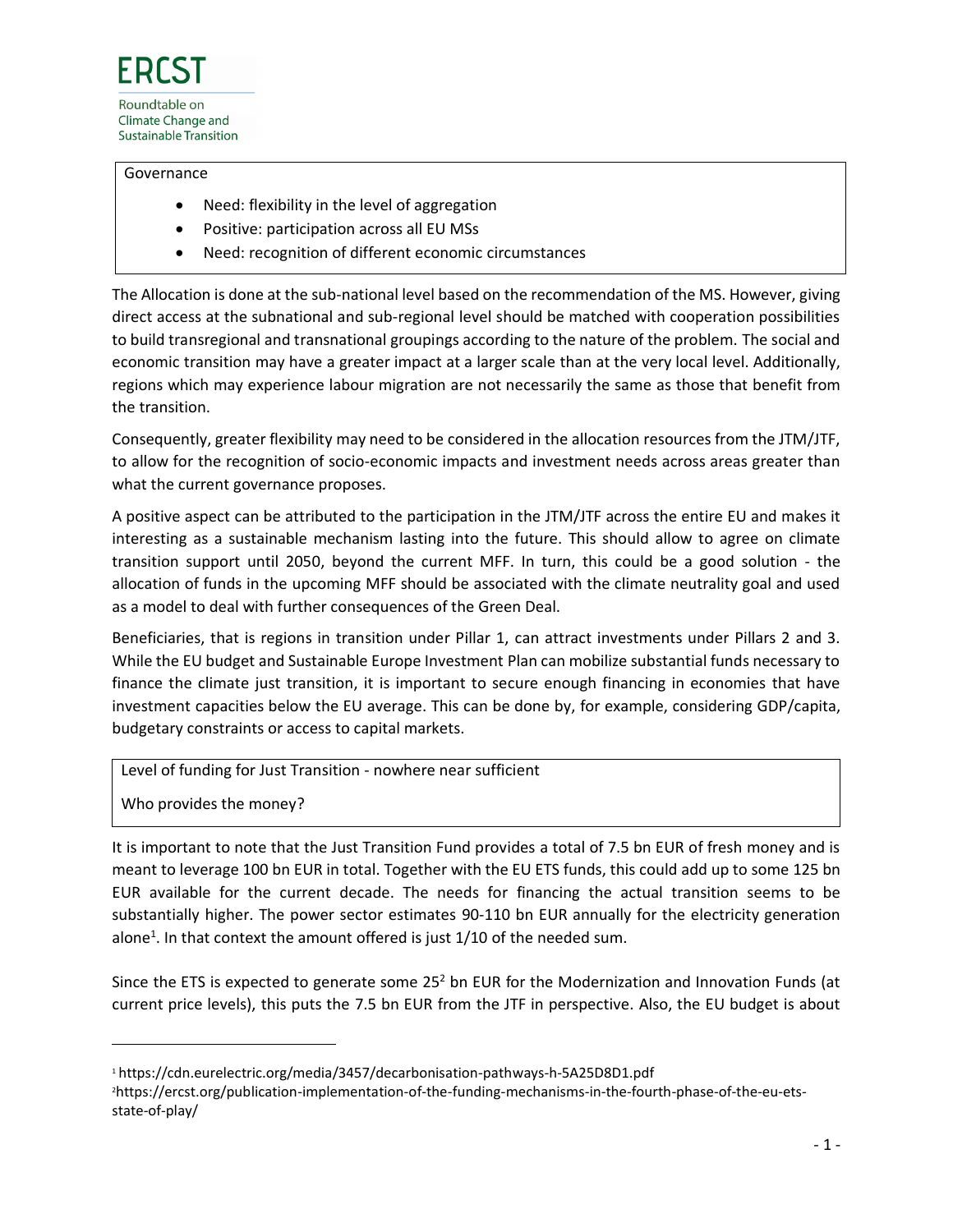Governance

- Need: flexibility in the level of aggregation
- Positive: participation across all EU MSs
- Need: recognition of different economic circumstances

The Allocation is done at the sub-national level based on the recommendation of the MS. However, giving direct access at the subnational and sub-regional level should be matched with cooperation possibilities to build transregional and transnational groupings according to the nature of the problem. The social and economic transition may have a greater impact at a larger scale than at the very local level. Additionally, regions which may experience labour migration are not necessarily the same as those that benefit from the transition.

Consequently, greater flexibility may need to be considered in the allocation resources from the JTM/JTF, to allow for the recognition of socio-economic impacts and investment needs across areas greater than what the current governance proposes.

A positive aspect can be attributed to the participation in the JTM/JTF across the entire EU and makes it interesting as a sustainable mechanism lasting into the future. This should allow to agree on climate transition support until 2050, beyond the current MFF. In turn, this could be a good solution - the allocation of funds in the upcoming MFF should be associated with the climate neutrality goal and used as a model to deal with further consequences of the Green Deal.

Beneficiaries, that is regions in transition under Pillar 1, can attract investments under Pillars 2 and 3. While the EU budget and Sustainable Europe Investment Plan can mobilize substantial funds necessary to finance the climate just transition, it is important to secure enough financing in economies that have investment capacities below the EU average. This can be done by, for example, considering GDP/capita, budgetary constraints or access to capital markets.

Level of funding for Just Transition - nowhere near sufficient

Who provides the money?

It is important to note that the Just Transition Fund provides a total of 7.5 bn EUR of fresh money and is meant to leverage 100 bn EUR in total. Together with the EU ETS funds, this could add up to some 125 bn EUR available for the current decade. The needs for financing the actual transition seems to be substantially higher. The power sector estimates 90-110 bn EUR annually for the electricity generation alone[1]. In that context the amount offered is just 1/10 of the needed sum.

Since the ETS is expected to generate some 25[2] bn EUR for the Modernization and Innovation Funds (at current price levels), this puts the 7.5 bn EUR from the JTF in perspective. Also, the EU budget is about

[1] https://cdn.eurelectric.org/media/3457/decarbonisation-pathways-h-5A25D8D1.pdf

[2] https://ercst.org/publication-implementation-of-the-funding-mechanisms-in-the-fourth-phase-of-the-eu-ets-state-of-play/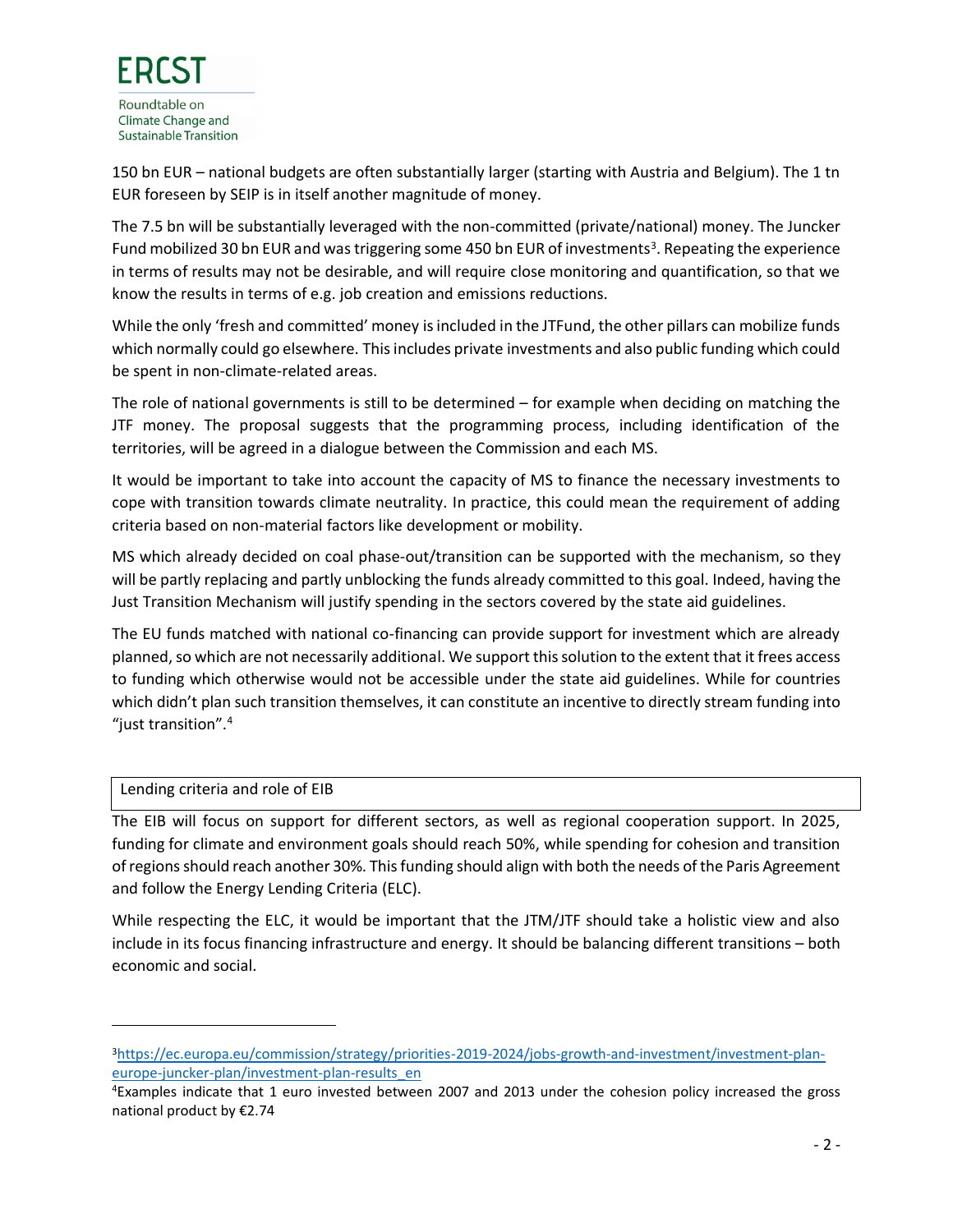150 bn EUR – national budgets are often substantially larger (starting with Austria and Belgium). The 1 tn EUR foreseen by SEIP is in itself another magnitude of money.

The 7.5 bn will be substantially leveraged with the non-committed (private/national) money. The Juncker Fund mobilized 30 bn EUR and was triggering some 450 bn EUR of investments[3]. Repeating the experience in terms of results may not be desirable, and will require close monitoring and quantification, so that we know the results in terms of e.g. job creation and emissions reductions.

While the only 'fresh and committed' money is included in the JTFund, the other pillars can mobilize funds which normally could go elsewhere. This includes private investments and also public funding which could be spent in non-climate-related areas.

The role of national governments is still to be determined – for example when deciding on matching the JTF money. The proposal suggests that the programming process, including identification of the territories, will be agreed in a dialogue between the Commission and each MS.

It would be important to take into account the capacity of MS to finance the necessary investments to cope with transition towards climate neutrality. In practice, this could mean the requirement of adding criteria based on non-material factors like development or mobility.

MS which already decided on coal phase-out/transition can be supported with the mechanism, so they will be partly replacing and partly unblocking the funds already committed to this goal. Indeed, having the Just Transition Mechanism will justify spending in the sectors covered by the state aid guidelines.

The EU funds matched with national co-financing can provide support for investment which are already planned, so which are not necessarily additional. We support this solution to the extent that it frees access to funding which otherwise would not be accessible under the state aid guidelines. While for countries which didn't plan such transition themselves, it can constitute an incentive to directly stream funding into "just transition".[4]

## Lending criteria and role of EIB

The EIB will focus on support for different sectors, as well as regional cooperation support. In 2025, funding for climate and environment goals should reach 50%, while spending for cohesion and transition of regions should reach another 30%. This funding should align with both the needs of the Paris Agreement and follow the Energy Lending Criteria (ELC).

While respecting the ELC, it would be important that the JTM/JTF should take a holistic view and also include in its focus financing infrastructure and energy. It should be balancing different transitions – both economic and social.

---

[3] https://ec.europa.eu/commission/strategy/priorities-2019-2024/jobs-growth-and-investment/investment-plan-europe-juncker-plan/investment-plan-results_en

[4] Examples indicate that 1 euro invested between 2007 and 2013 under the cohesion policy increased the gross national product by €2.74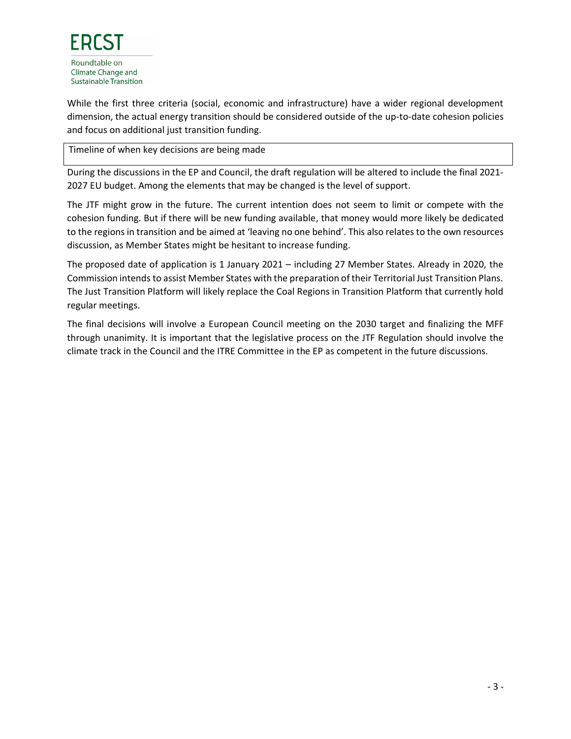While the first three criteria (social, economic and infrastructure) have a wider regional development dimension, the actual energy transition should be considered outside of the up-to-date cohesion policies and focus on additional just transition funding.

### Timeline of when key decisions are being made

During the discussions in the EP and Council, the draft regulation will be altered to include the final 2021-2027 EU budget. Among the elements that may be changed is the level of support.

The JTF might grow in the future. The current intention does not seem to limit or compete with the cohesion funding. But if there will be new funding available, that money would more likely be dedicated to the regions in transition and be aimed at 'leaving no one behind'. This also relates to the own resources discussion, as Member States might be hesitant to increase funding.

The proposed date of application is 1 January 2021 – including 27 Member States. Already in 2020, the Commission intends to assist Member States with the preparation of their Territorial Just Transition Plans. The Just Transition Platform will likely replace the Coal Regions in Transition Platform that currently hold regular meetings.

The final decisions will involve a European Council meeting on the 2030 target and finalizing the MFF through unanimity. It is important that the legislative process on the JTF Regulation should involve the climate track in the Council and the ITRE Committee in the EP as competent in the future discussions.